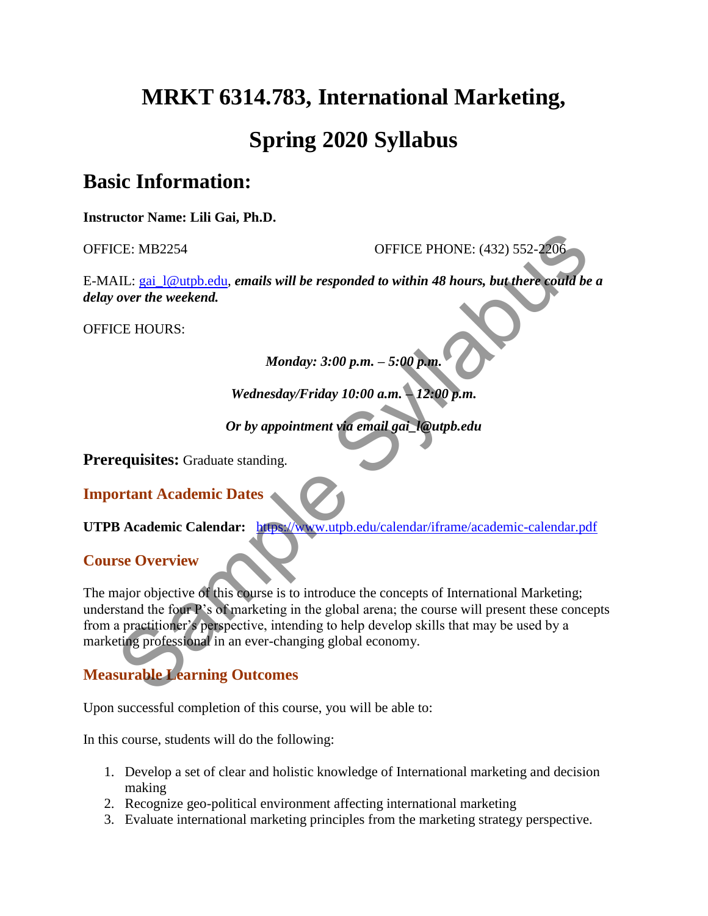# MRKT 6314.783, International Marketing,

# Spring 2020 Syllabus

## Basic Information:

**Instructor Name: Lili Gai, Ph.D.**

OFFICE: MB2254 OFFICE PHONE: (432) 552-2206

E-MAIL: gai_l@utpb.edu, ***emails will be responded to within 48 hours, but there could be a delay over the weekend.***

OFFICE HOURS:

***Monday: 3:00 p.m. – 5:00 p.m.***

***Wednesday/Friday 10:00 a.m. – 12:00 p.m.***

***Or by appointment via email gai_l@utpb.edu***

**Prerequisites:** Graduate standing.

### Important Academic Dates

**UTPB Academic Calendar:** https://www.utpb.edu/calendar/iframe/academic-calendar.pdf

### Course Overview

The major objective of this course is to introduce the concepts of International Marketing; understand the four P's of marketing in the global arena; the course will present these concepts from a practitioner's perspective, intending to help develop skills that may be used by a marketing professional in an ever-changing global economy.

### Measurable Learning Outcomes

Upon successful completion of this course, you will be able to:

In this course, students will do the following:

1. Develop a set of clear and holistic knowledge of International marketing and decision making
2. Recognize geo-political environment affecting international marketing
3. Evaluate international marketing principles from the marketing strategy perspective.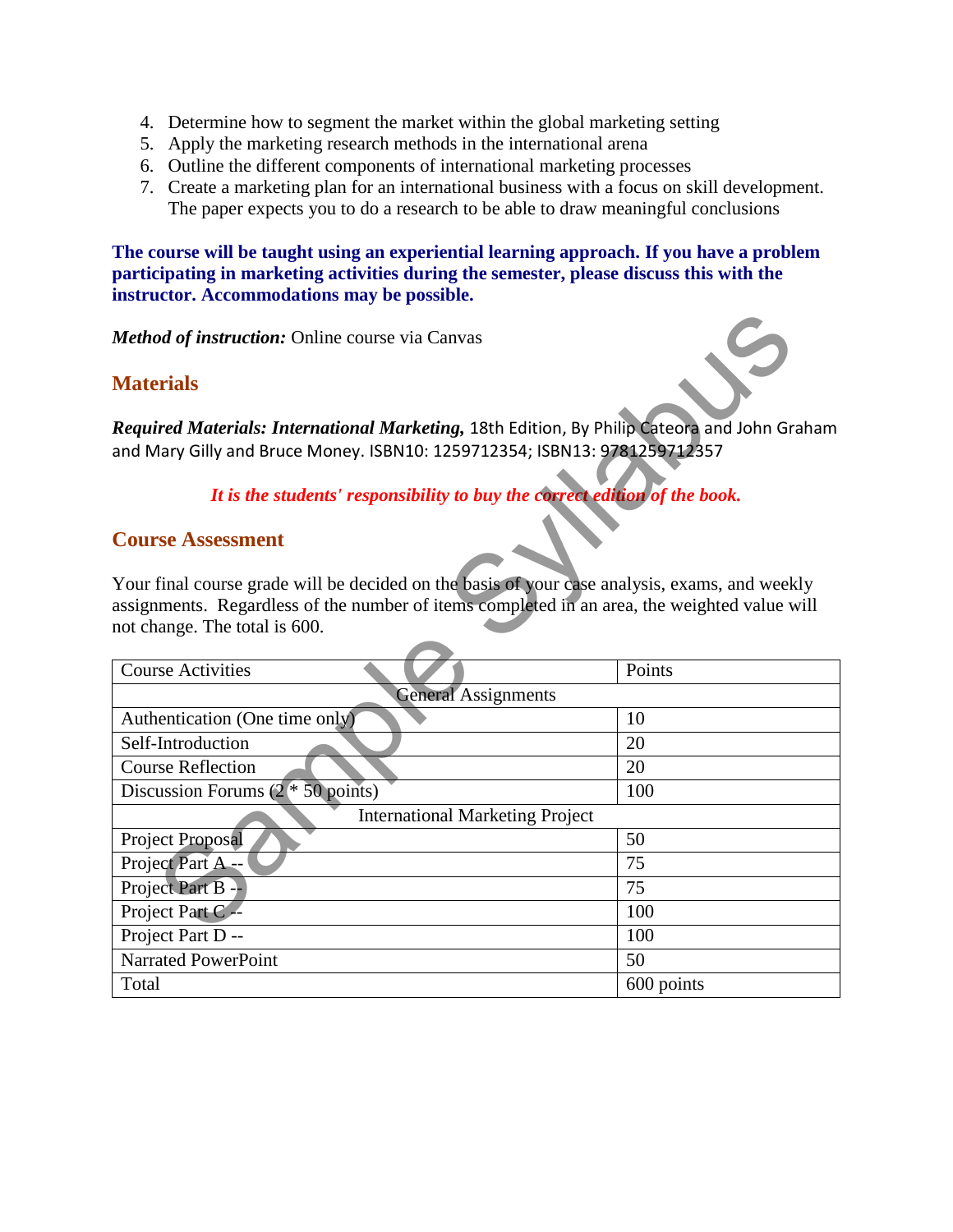4. Determine how to segment the market within the global marketing setting
5. Apply the marketing research methods in the international arena
6. Outline the different components of international marketing processes
7. Create a marketing plan for an international business with a focus on skill development. The paper expects you to do a research to be able to draw meaningful conclusions

**The course will be taught using an experiential learning approach. If you have a problem participating in marketing activities during the semester, please discuss this with the instructor. Accommodations may be possible.**

***Method of instruction:*** Online course via Canvas

## Materials

***Required Materials: International Marketing,*** 18th Edition, By Philip Cateora and John Graham and Mary Gilly and Bruce Money. ISBN10: 1259712354; ISBN13: 9781259712357

*It is the students' responsibility to buy the correct edition of the book.*

## Course Assessment

Your final course grade will be decided on the basis of your case analysis, exams, and weekly assignments. Regardless of the number of items completed in an area, the weighted value will not change. The total is 600.

| Course Activities | Points |
|---|---|
| General Assignments | |
| Authentication (One time only) | 10 |
| Self-Introduction | 20 |
| Course Reflection | 20 |
| Discussion Forums (2 * 50 points) | 100 |
| International Marketing Project | |
| Project Proposal | 50 |
| Project Part A -- | 75 |
| Project Part B -- | 75 |
| Project Part C -- | 100 |
| Project Part D -- | 100 |
| Narrated PowerPoint | 50 |
| Total | 600 points |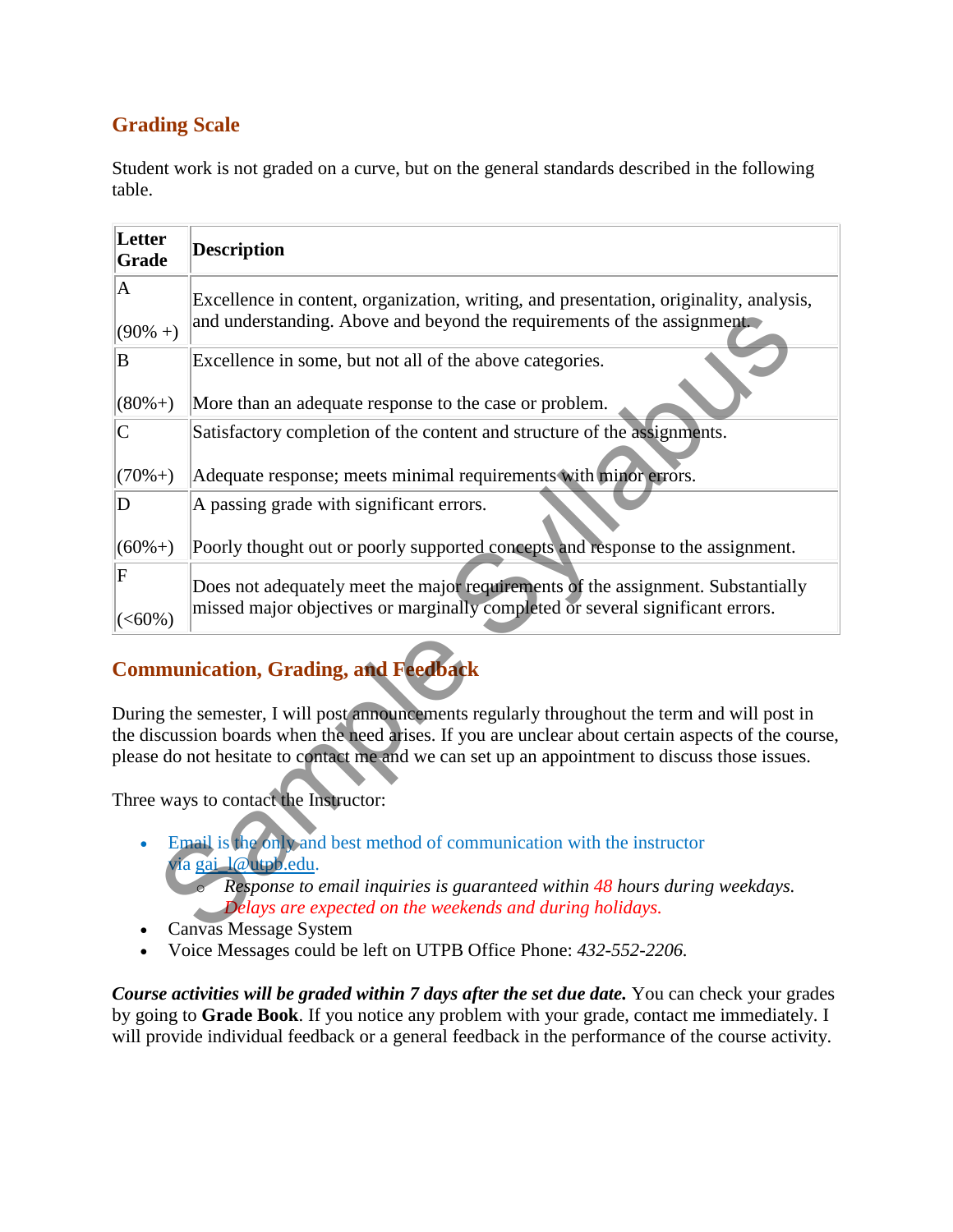## Grading Scale

Student work is not graded on a curve, but on the general standards described in the following table.

| Letter Grade | Description |
|---|---|
| A (90% +) | Excellence in content, organization, writing, and presentation, originality, analysis, and understanding. Above and beyond the requirements of the assignment. |
| B (80%+) | Excellence in some, but not all of the above categories. More than an adequate response to the case or problem. |
| C (70%+) | Satisfactory completion of the content and structure of the assignments. Adequate response; meets minimal requirements with minor errors. |
| D (60%+) | A passing grade with significant errors. Poorly thought out or poorly supported concepts and response to the assignment. |
| F (<60%) | Does not adequately meet the major requirements of the assignment. Substantially missed major objectives or marginally completed or several significant errors. |

## Communication, Grading, and Feedback

During the semester, I will post announcements regularly throughout the term and will post in the discussion boards when the need arises. If you are unclear about certain aspects of the course, please do not hesitate to contact me and we can set up an appointment to discuss those issues.

Three ways to contact the Instructor:

- Email is the only and best method of communication with the instructor via gai_l@utpb.edu.
  - *Response to email inquiries is guaranteed within 48 hours during weekdays. Delays are expected on the weekends and during holidays.*
- Canvas Message System
- Voice Messages could be left on UTPB Office Phone: *432-552-2206*.

***Course activities will be graded within 7 days after the set due date.*** You can check your grades by going to **Grade Book**. If you notice any problem with your grade, contact me immediately. I will provide individual feedback or a general feedback in the performance of the course activity.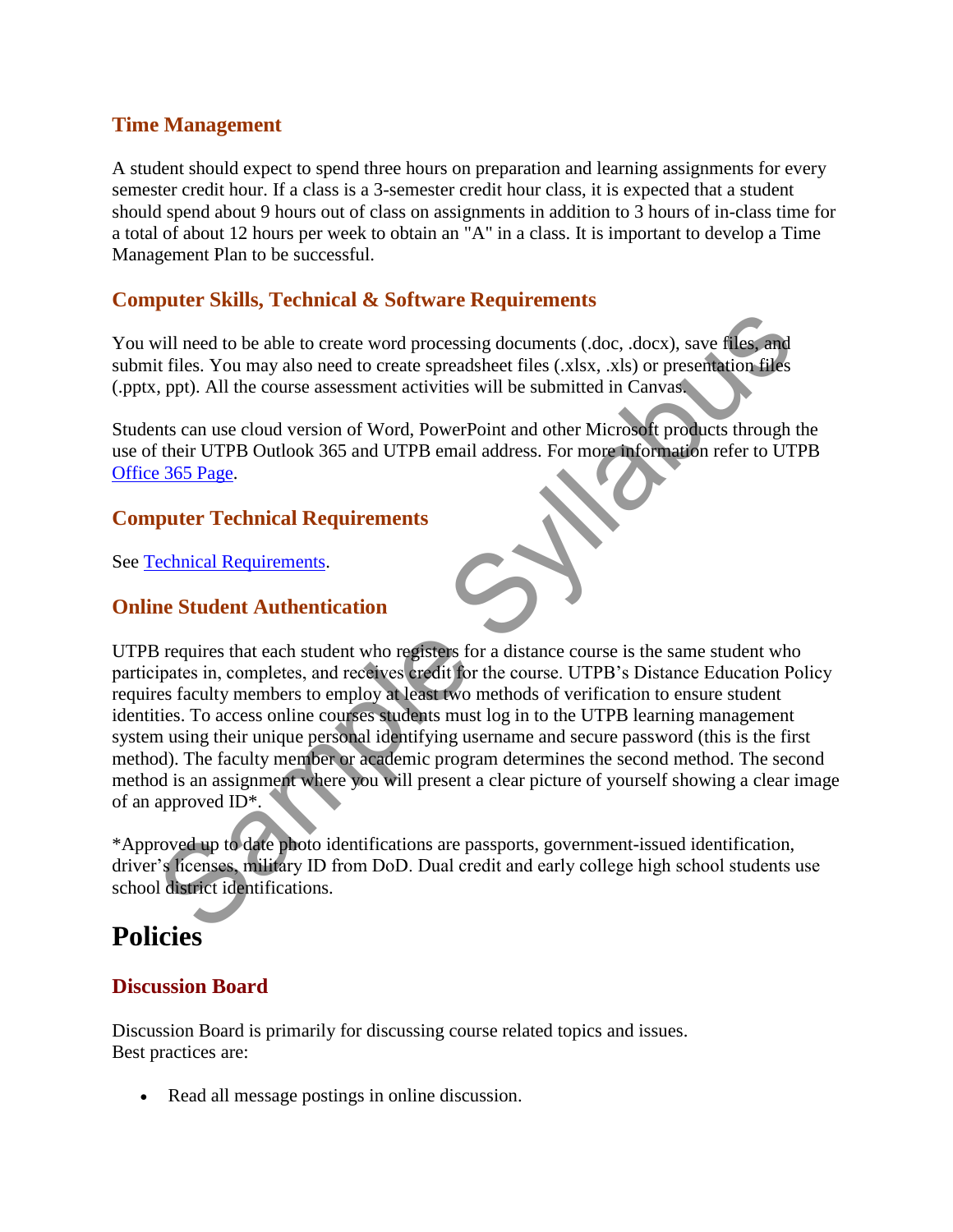### Time Management

A student should expect to spend three hours on preparation and learning assignments for every semester credit hour. If a class is a 3-semester credit hour class, it is expected that a student should spend about 9 hours out of class on assignments in addition to 3 hours of in-class time for a total of about 12 hours per week to obtain an "A" in a class. It is important to develop a Time Management Plan to be successful.

### Computer Skills, Technical & Software Requirements

You will need to be able to create word processing documents (.doc, .docx), save files, and submit files. You may also need to create spreadsheet files (.xlsx, .xls) or presentation files (.pptx, ppt). All the course assessment activities will be submitted in Canvas.

Students can use cloud version of Word, PowerPoint and other Microsoft products through the use of their UTPB Outlook 365 and UTPB email address. For more information refer to UTPB Office 365 Page.

### Computer Technical Requirements

See Technical Requirements.

### Online Student Authentication

UTPB requires that each student who registers for a distance course is the same student who participates in, completes, and receives credit for the course. UTPB's Distance Education Policy requires faculty members to employ at least two methods of verification to ensure student identities. To access online courses students must log in to the UTPB learning management system using their unique personal identifying username and secure password (this is the first method). The faculty member or academic program determines the second method. The second method is an assignment where you will present a clear picture of yourself showing a clear image of an approved ID*.

*Approved up to date photo identifications are passports, government-issued identification, driver's licenses, military ID from DoD. Dual credit and early college high school students use school district identifications.

## Policies

### Discussion Board

Discussion Board is primarily for discussing course related topics and issues.
Best practices are:

- Read all message postings in online discussion.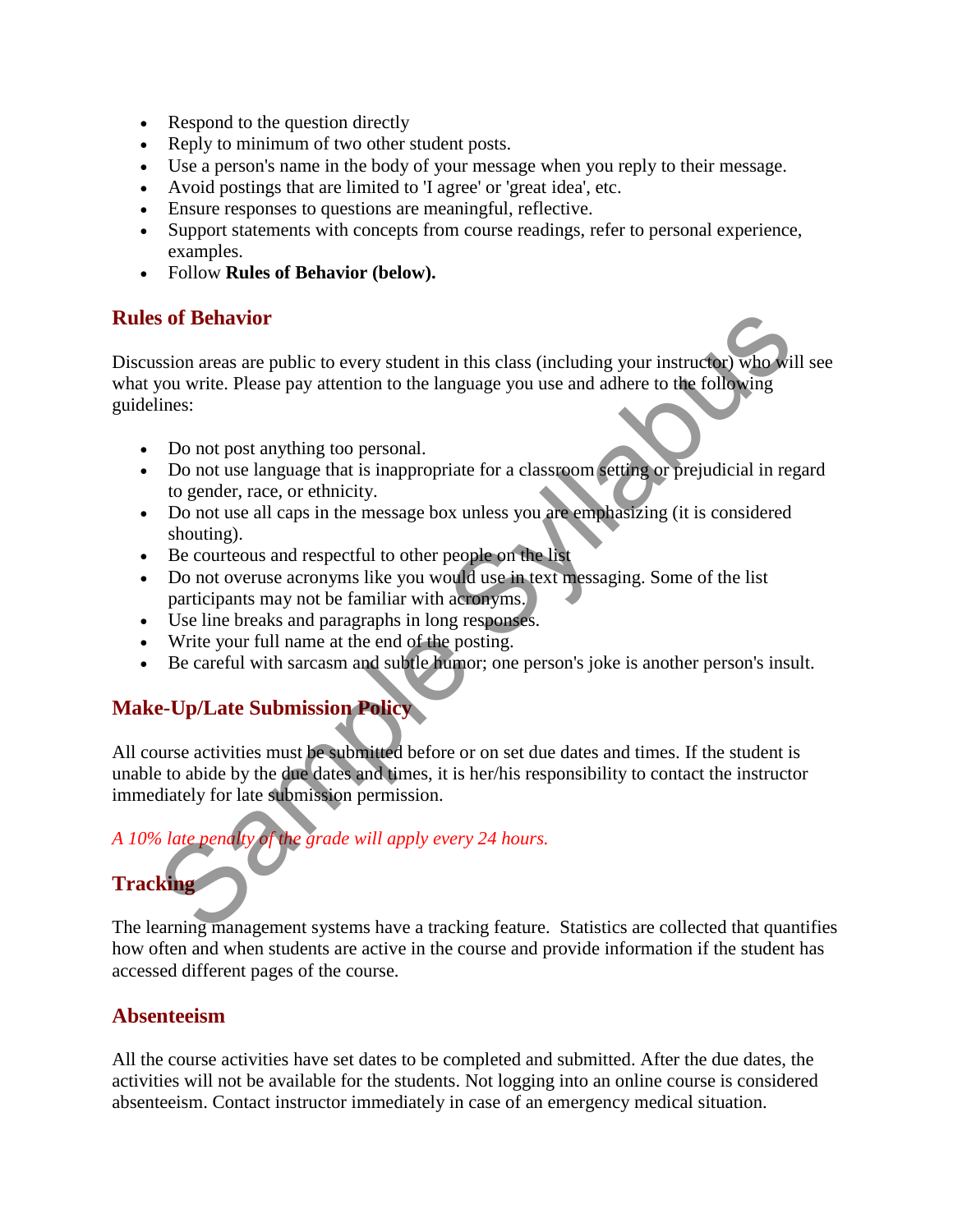- Respond to the question directly
- Reply to minimum of two other student posts.
- Use a person's name in the body of your message when you reply to their message.
- Avoid postings that are limited to 'I agree' or 'great idea', etc.
- Ensure responses to questions are meaningful, reflective.
- Support statements with concepts from course readings, refer to personal experience, examples.
- Follow **Rules of Behavior (below).**

## Rules of Behavior

Discussion areas are public to every student in this class (including your instructor) who will see what you write. Please pay attention to the language you use and adhere to the following guidelines:

- Do not post anything too personal.
- Do not use language that is inappropriate for a classroom setting or prejudicial in regard to gender, race, or ethnicity.
- Do not use all caps in the message box unless you are emphasizing (it is considered shouting).
- Be courteous and respectful to other people on the list
- Do not overuse acronyms like you would use in text messaging. Some of the list participants may not be familiar with acronyms.
- Use line breaks and paragraphs in long responses.
- Write your full name at the end of the posting.
- Be careful with sarcasm and subtle humor; one person's joke is another person's insult.

## Make-Up/Late Submission Policy

All course activities must be submitted before or on set due dates and times. If the student is unable to abide by the due dates and times, it is her/his responsibility to contact the instructor immediately for late submission permission.

*A 10% late penalty of the grade will apply every 24 hours.*

## Tracking

The learning management systems have a tracking feature. Statistics are collected that quantifies how often and when students are active in the course and provide information if the student has accessed different pages of the course.

## Absenteeism

All the course activities have set dates to be completed and submitted. After the due dates, the activities will not be available for the students. Not logging into an online course is considered absenteeism. Contact instructor immediately in case of an emergency medical situation.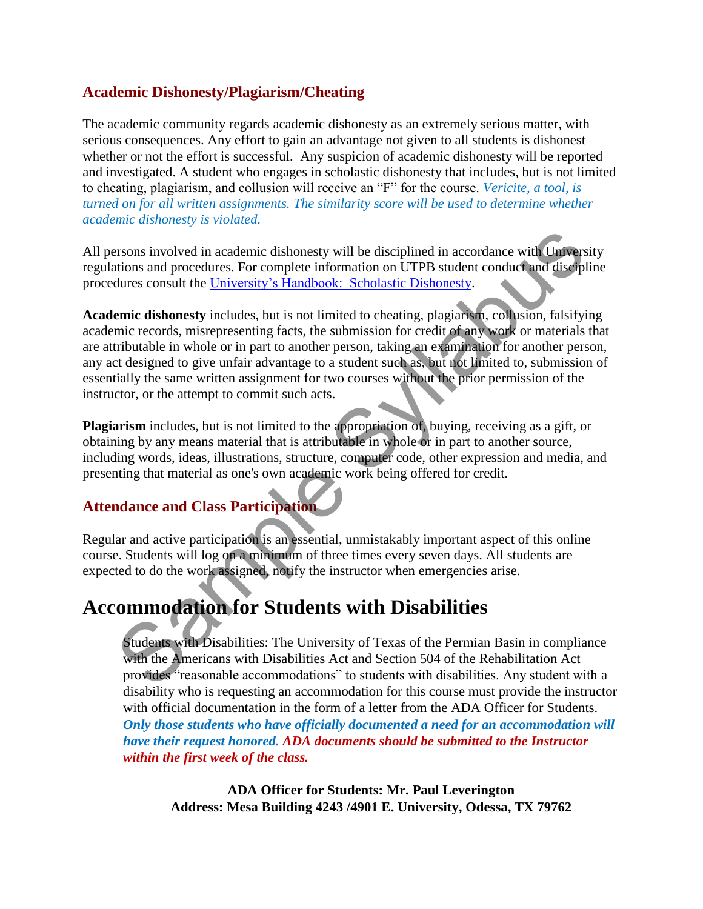## Academic Dishonesty/Plagiarism/Cheating

The academic community regards academic dishonesty as an extremely serious matter, with serious consequences. Any effort to gain an advantage not given to all students is dishonest whether or not the effort is successful. Any suspicion of academic dishonesty will be reported and investigated. A student who engages in scholastic dishonesty that includes, but is not limited to cheating, plagiarism, and collusion will receive an "F" for the course. *Vericite, a tool, is turned on for all written assignments. The similarity score will be used to determine whether academic dishonesty is violated.*

All persons involved in academic dishonesty will be disciplined in accordance with University regulations and procedures. For complete information on UTPB student conduct and discipline procedures consult the University's Handbook: Scholastic Dishonesty.

**Academic dishonesty** includes, but is not limited to cheating, plagiarism, collusion, falsifying academic records, misrepresenting facts, the submission for credit of any work or materials that are attributable in whole or in part to another person, taking an examination for another person, any act designed to give unfair advantage to a student such as, but not limited to, submission of essentially the same written assignment for two courses without the prior permission of the instructor, or the attempt to commit such acts.

**Plagiarism** includes, but is not limited to the appropriation of, buying, receiving as a gift, or obtaining by any means material that is attributable in whole or in part to another source, including words, ideas, illustrations, structure, computer code, other expression and media, and presenting that material as one's own academic work being offered for credit.

## Attendance and Class Participation

Regular and active participation is an essential, unmistakably important aspect of this online course. Students will log on a minimum of three times every seven days. All students are expected to do the work assigned, notify the instructor when emergencies arise.

# Accommodation for Students with Disabilities

Students with Disabilities: The University of Texas of the Permian Basin in compliance with the Americans with Disabilities Act and Section 504 of the Rehabilitation Act provides "reasonable accommodations" to students with disabilities. Any student with a disability who is requesting an accommodation for this course must provide the instructor with official documentation in the form of a letter from the ADA Officer for Students. ***Only those students who have officially documented a need for an accommodation will have their request honored. ADA documents should be submitted to the Instructor within the first week of the class.***

**ADA Officer for Students: Mr. Paul Leverington**
**Address: Mesa Building 4243 /4901 E. University, Odessa, TX 79762**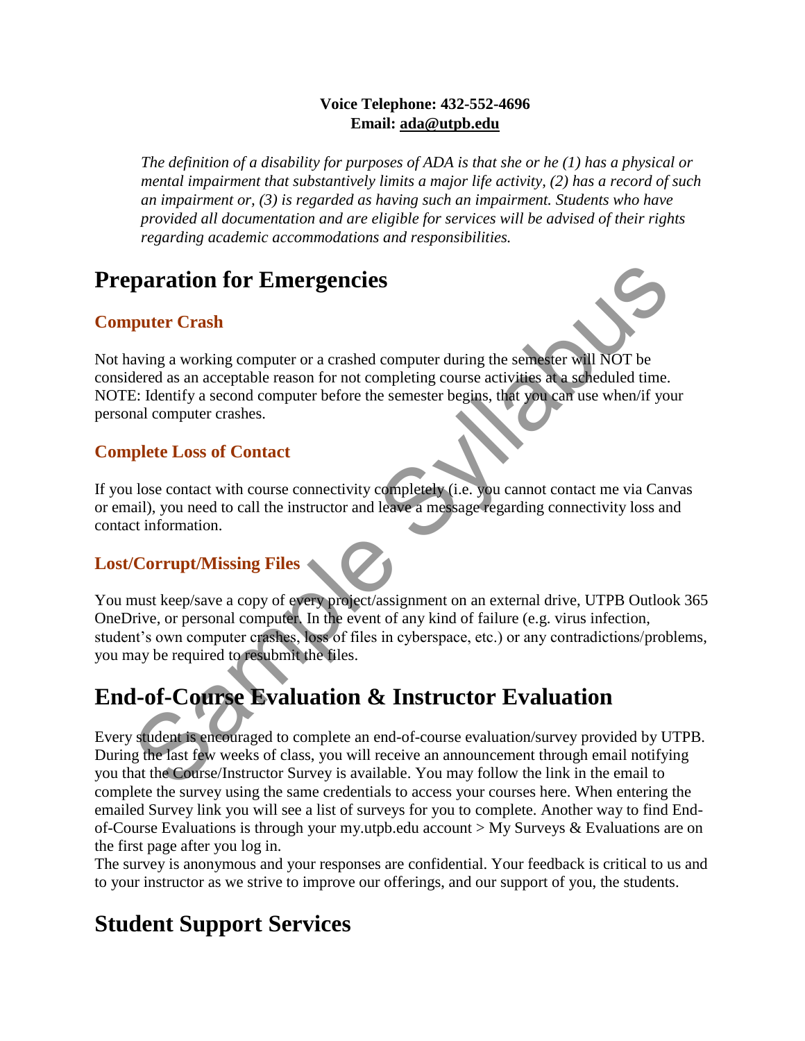**Voice Telephone: 432-552-4696**
**Email: [ada@utpb.edu](mailto:ada@utpb.edu)**

*The definition of a disability for purposes of ADA is that she or he (1) has a physical or mental impairment that substantively limits a major life activity, (2) has a record of such an impairment or, (3) is regarded as having such an impairment. Students who have provided all documentation and are eligible for services will be advised of their rights regarding academic accommodations and responsibilities.*

# Preparation for Emergencies

### Computer Crash

Not having a working computer or a crashed computer during the semester will NOT be considered as an acceptable reason for not completing course activities at a scheduled time. NOTE: Identify a second computer before the semester begins, that you can use when/if your personal computer crashes.

### Complete Loss of Contact

If you lose contact with course connectivity completely (i.e. you cannot contact me via Canvas or email), you need to call the instructor and leave a message regarding connectivity loss and contact information.

### Lost/Corrupt/Missing Files

You must keep/save a copy of every project/assignment on an external drive, UTPB Outlook 365 OneDrive, or personal computer. In the event of any kind of failure (e.g. virus infection, student's own computer crashes, loss of files in cyberspace, etc.) or any contradictions/problems, you may be required to resubmit the files.

# End-of-Course Evaluation & Instructor Evaluation

Every student is encouraged to complete an end-of-course evaluation/survey provided by UTPB. During the last few weeks of class, you will receive an announcement through email notifying you that the Course/Instructor Survey is available. You may follow the link in the email to complete the survey using the same credentials to access your courses here. When entering the emailed Survey link you will see a list of surveys for you to complete. Another way to find End-of-Course Evaluations is through your my.utpb.edu account > My Surveys & Evaluations are on the first page after you log in.
The survey is anonymous and your responses are confidential. Your feedback is critical to us and to your instructor as we strive to improve our offerings, and our support of you, the students.

# Student Support Services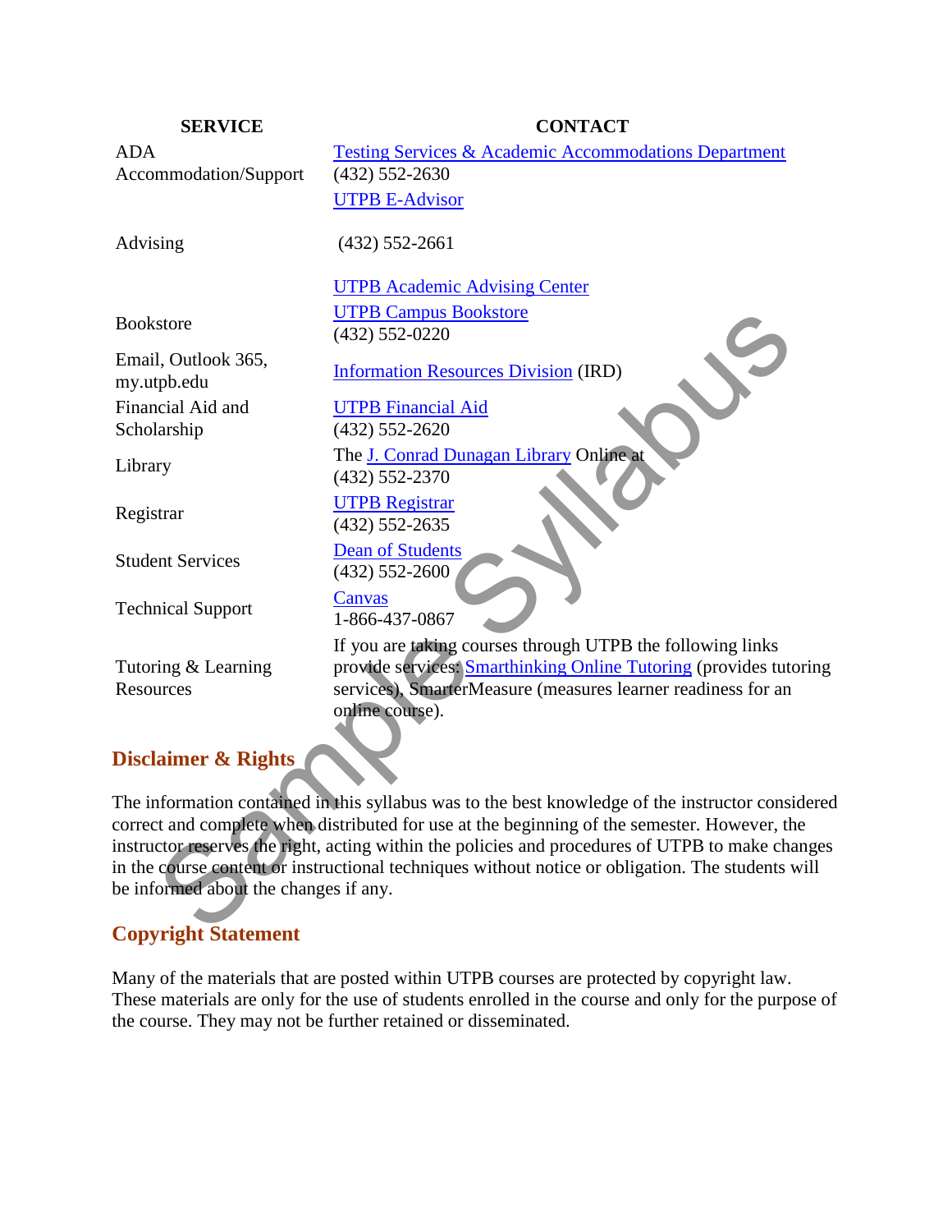| SERVICE | CONTACT |
| --- | --- |
| ADA Accommodation/Support | Testing Services & Academic Accommodations Department (432) 552-2630 UTPB E-Advisor |
| Advising | (432) 552-2661 UTPB Academic Advising Center |
| Bookstore | UTPB Campus Bookstore (432) 552-0220 |
| Email, Outlook 365, my.utpb.edu | Information Resources Division (IRD) |
| Financial Aid and Scholarship | UTPB Financial Aid (432) 552-2620 |
| Library | The J. Conrad Dunagan Library Online at (432) 552-2370 |
| Registrar | UTPB Registrar (432) 552-2635 |
| Student Services | Dean of Students (432) 552-2600 |
| Technical Support | Canvas 1-866-437-0867 |
| Tutoring & Learning Resources | If you are taking courses through UTPB the following links provide services: Smarthinking Online Tutoring (provides tutoring services), SmarterMeasure (measures learner readiness for an online course). |

## Disclaimer & Rights

The information contained in this syllabus was to the best knowledge of the instructor considered correct and complete when distributed for use at the beginning of the semester. However, the instructor reserves the right, acting within the policies and procedures of UTPB to make changes in the course content or instructional techniques without notice or obligation. The students will be informed about the changes if any.

## Copyright Statement

Many of the materials that are posted within UTPB courses are protected by copyright law. These materials are only for the use of students enrolled in the course and only for the purpose of the course. They may not be further retained or disseminated.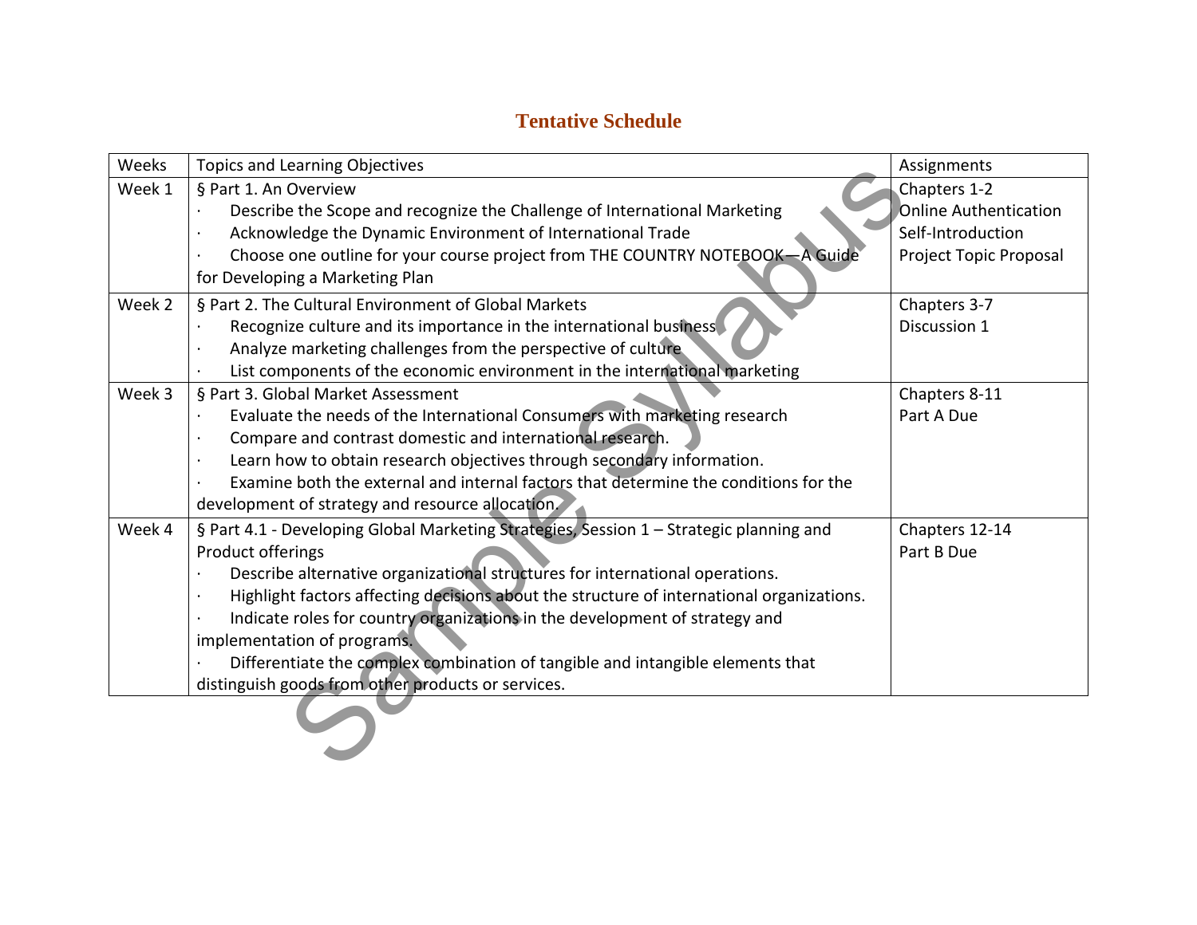## Tentative Schedule

| Weeks | Topics and Learning Objectives | Assignments |
|---|---|---|
| Week 1 | § Part 1. An Overview<br>· Describe the Scope and recognize the Challenge of International Marketing<br>· Acknowledge the Dynamic Environment of International Trade<br>· Choose one outline for your course project from THE COUNTRY NOTEBOOK—A Guide for Developing a Marketing Plan | Chapters 1-2<br>Online Authentication<br>Self-Introduction<br>Project Topic Proposal |
| Week 2 | § Part 2. The Cultural Environment of Global Markets<br>· Recognize culture and its importance in the international business<br>· Analyze marketing challenges from the perspective of culture<br>· List components of the economic environment in the international marketing | Chapters 3-7<br>Discussion 1 |
| Week 3 | § Part 3. Global Market Assessment<br>· Evaluate the needs of the International Consumers with marketing research<br>· Compare and contrast domestic and international research.<br>· Learn how to obtain research objectives through secondary information.<br>· Examine both the external and internal factors that determine the conditions for the development of strategy and resource allocation. | Chapters 8-11<br>Part A Due |
| Week 4 | § Part 4.1 - Developing Global Marketing Strategies, Session 1 – Strategic planning and Product offerings<br>· Describe alternative organizational structures for international operations.<br>· Highlight factors affecting decisions about the structure of international organizations.<br>· Indicate roles for country organizations in the development of strategy and implementation of programs.<br>· Differentiate the complex combination of tangible and intangible elements that distinguish goods from other products or services. | Chapters 12-14<br>Part B Due |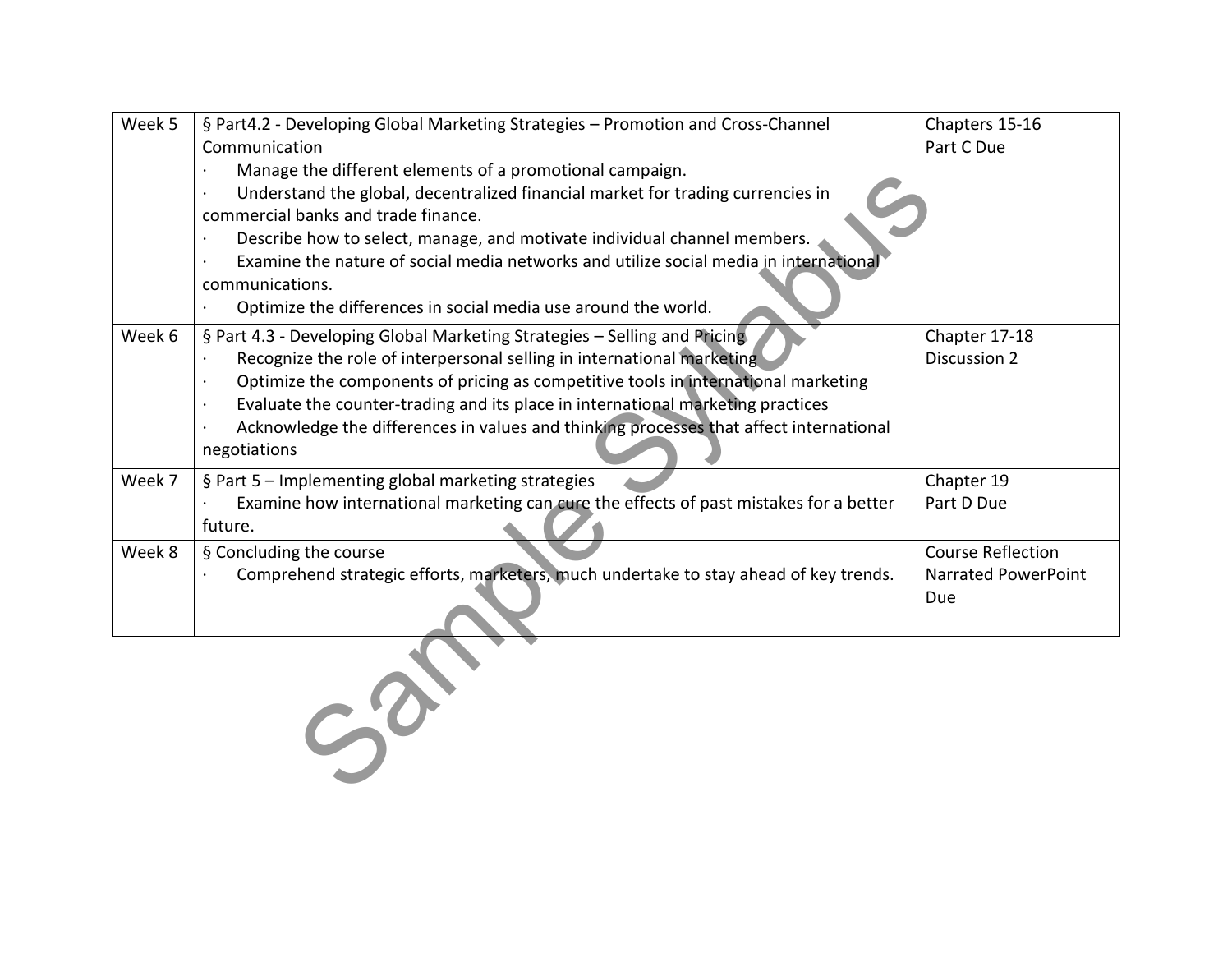| | | |
|---|---|---|
| Week 5 | § Part4.2 - Developing Global Marketing Strategies – Promotion and Cross-Channel Communication<br>· Manage the different elements of a promotional campaign.<br>· Understand the global, decentralized financial market for trading currencies in commercial banks and trade finance.<br>· Describe how to select, manage, and motivate individual channel members.<br>· Examine the nature of social media networks and utilize social media in international communications.<br>· Optimize the differences in social media use around the world. | Chapters 15-16<br>Part C Due |
| Week 6 | § Part 4.3 - Developing Global Marketing Strategies – Selling and Pricing<br>· Recognize the role of interpersonal selling in international marketing<br>· Optimize the components of pricing as competitive tools in international marketing<br>· Evaluate the counter-trading and its place in international marketing practices<br>· Acknowledge the differences in values and thinking processes that affect international negotiations | Chapter 17-18<br>Discussion 2 |
| Week 7 | § Part 5 – Implementing global marketing strategies<br>· Examine how international marketing can cure the effects of past mistakes for a better future. | Chapter 19<br>Part D Due |
| Week 8 | § Concluding the course<br>· Comprehend strategic efforts, marketers, much undertake to stay ahead of key trends. | Course Reflection<br>Narrated PowerPoint Due |